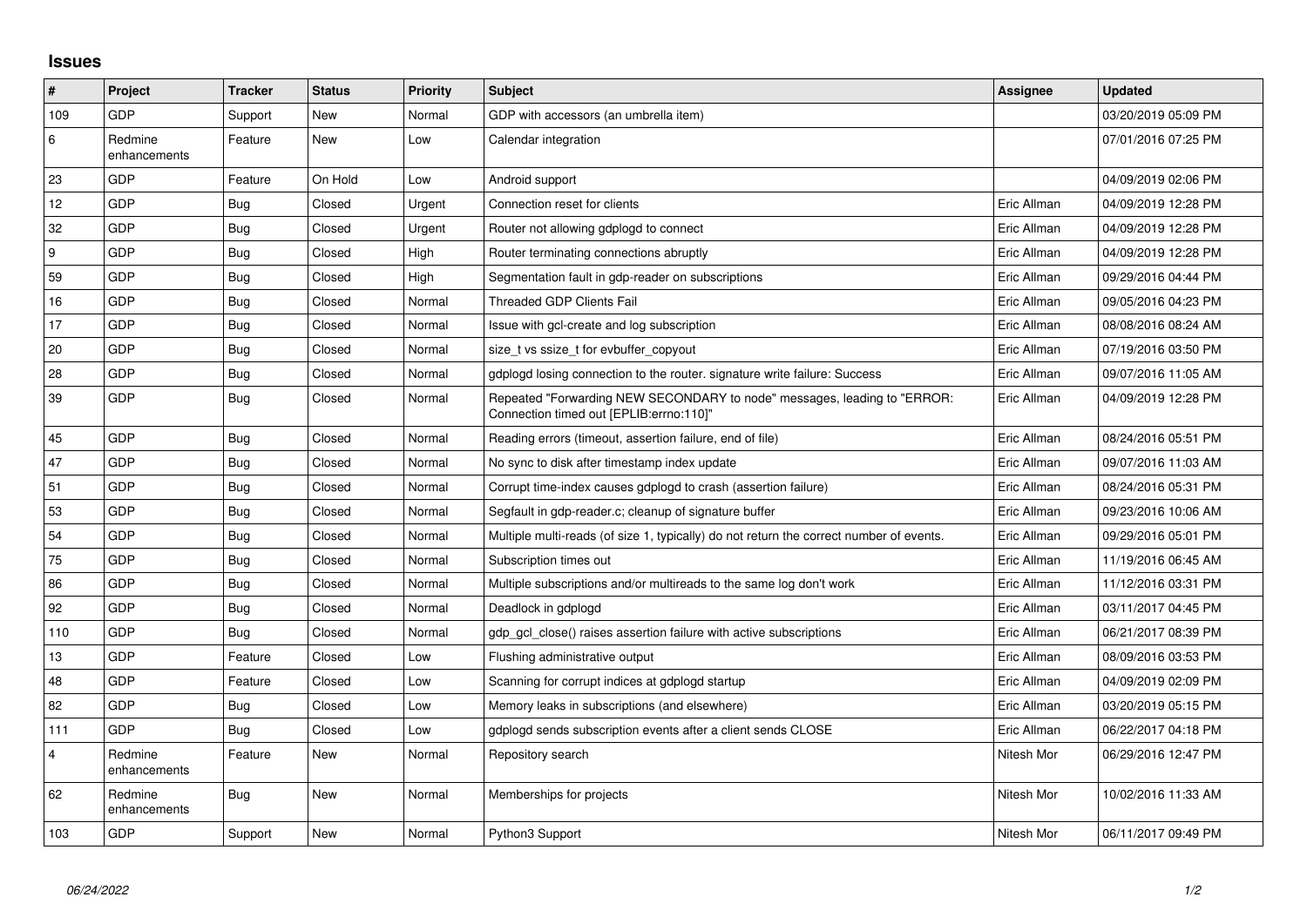## Issues

| # | Project | Tracker | Status | Priority | Subject | Assignee | Updated |
|---|---|---|---|---|---|---|---|
| 109 | GDP | Support | New | Normal | GDP with accessors (an umbrella item) | | 03/20/2019 05:09 PM |
| 6 | Redmine enhancements | Feature | New | Low | Calendar integration | | 07/01/2016 07:25 PM |
| 23 | GDP | Feature | On Hold | Low | Android support | | 04/09/2019 02:06 PM |
| 12 | GDP | Bug | Closed | Urgent | Connection reset for clients | Eric Allman | 04/09/2019 12:28 PM |
| 32 | GDP | Bug | Closed | Urgent | Router not allowing gdplogd to connect | Eric Allman | 04/09/2019 12:28 PM |
| 9 | GDP | Bug | Closed | High | Router terminating connections abruptly | Eric Allman | 04/09/2019 12:28 PM |
| 59 | GDP | Bug | Closed | High | Segmentation fault in gdp-reader on subscriptions | Eric Allman | 09/29/2016 04:44 PM |
| 16 | GDP | Bug | Closed | Normal | Threaded GDP Clients Fail | Eric Allman | 09/05/2016 04:23 PM |
| 17 | GDP | Bug | Closed | Normal | Issue with gcl-create and log subscription | Eric Allman | 08/08/2016 08:24 AM |
| 20 | GDP | Bug | Closed | Normal | size_t vs ssize_t for evbuffer_copyout | Eric Allman | 07/19/2016 03:50 PM |
| 28 | GDP | Bug | Closed | Normal | gdplogd losing connection to the router. signature write failure: Success | Eric Allman | 09/07/2016 11:05 AM |
| 39 | GDP | Bug | Closed | Normal | Repeated "Forwarding NEW SECONDARY to node" messages, leading to "ERROR: Connection timed out [EPLIB:errno:110]" | Eric Allman | 04/09/2019 12:28 PM |
| 45 | GDP | Bug | Closed | Normal | Reading errors (timeout, assertion failure, end of file) | Eric Allman | 08/24/2016 05:51 PM |
| 47 | GDP | Bug | Closed | Normal | No sync to disk after timestamp index update | Eric Allman | 09/07/2016 11:03 AM |
| 51 | GDP | Bug | Closed | Normal | Corrupt time-index causes gdplogd to crash (assertion failure) | Eric Allman | 08/24/2016 05:31 PM |
| 53 | GDP | Bug | Closed | Normal | Segfault in gdp-reader.c; cleanup of signature buffer | Eric Allman | 09/23/2016 10:06 AM |
| 54 | GDP | Bug | Closed | Normal | Multiple multi-reads (of size 1, typically) do not return the correct number of events. | Eric Allman | 09/29/2016 05:01 PM |
| 75 | GDP | Bug | Closed | Normal | Subscription times out | Eric Allman | 11/19/2016 06:45 AM |
| 86 | GDP | Bug | Closed | Normal | Multiple subscriptions and/or multireads to the same log don't work | Eric Allman | 11/12/2016 03:31 PM |
| 92 | GDP | Bug | Closed | Normal | Deadlock in gdplogd | Eric Allman | 03/11/2017 04:45 PM |
| 110 | GDP | Bug | Closed | Normal | gdp_gcl_close() raises assertion failure with active subscriptions | Eric Allman | 06/21/2017 08:39 PM |
| 13 | GDP | Feature | Closed | Low | Flushing administrative output | Eric Allman | 08/09/2016 03:53 PM |
| 48 | GDP | Feature | Closed | Low | Scanning for corrupt indices at gdplogd startup | Eric Allman | 04/09/2019 02:09 PM |
| 82 | GDP | Bug | Closed | Low | Memory leaks in subscriptions (and elsewhere) | Eric Allman | 03/20/2019 05:15 PM |
| 111 | GDP | Bug | Closed | Low | gdplogd sends subscription events after a client sends CLOSE | Eric Allman | 06/22/2017 04:18 PM |
| 4 | Redmine enhancements | Feature | New | Normal | Repository search | Nitesh Mor | 06/29/2016 12:47 PM |
| 62 | Redmine enhancements | Bug | New | Normal | Memberships for projects | Nitesh Mor | 10/02/2016 11:33 AM |
| 103 | GDP | Support | New | Normal | Python3 Support | Nitesh Mor | 06/11/2017 09:49 PM |

*06/24/2022*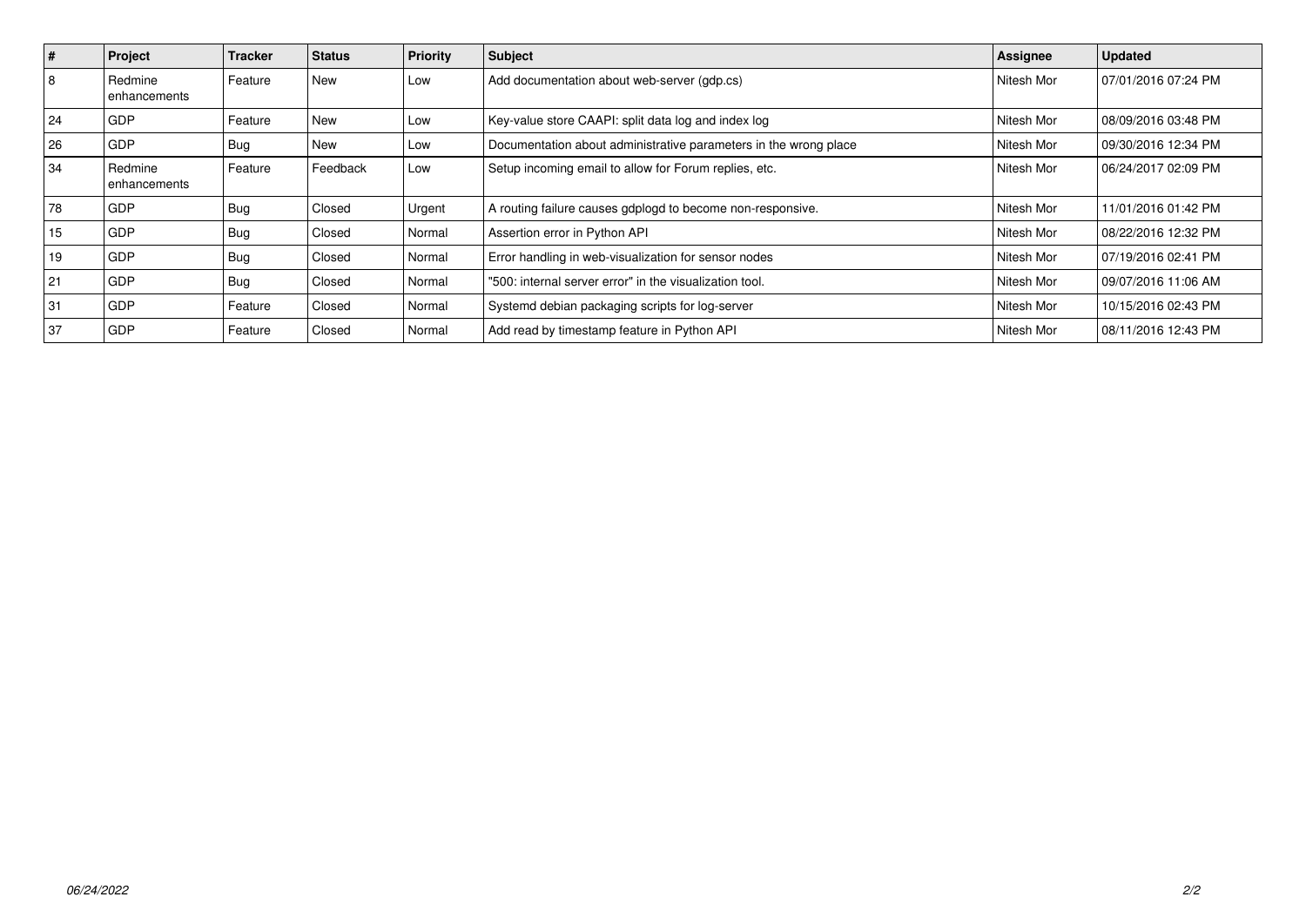| # | Project | Tracker | Status | Priority | Subject | Assignee | Updated |
|---|---|---|---|---|---|---|---|
| 8 | Redmine enhancements | Feature | New | Low | Add documentation about web-server (gdp.cs) | Nitesh Mor | 07/01/2016 07:24 PM |
| 24 | GDP | Feature | New | Low | Key-value store CAAPI: split data log and index log | Nitesh Mor | 08/09/2016 03:48 PM |
| 26 | GDP | Bug | New | Low | Documentation about administrative parameters in the wrong place | Nitesh Mor | 09/30/2016 12:34 PM |
| 34 | Redmine enhancements | Feature | Feedback | Low | Setup incoming email to allow for Forum replies, etc. | Nitesh Mor | 06/24/2017 02:09 PM |
| 78 | GDP | Bug | Closed | Urgent | A routing failure causes gdplogd to become non-responsive. | Nitesh Mor | 11/01/2016 01:42 PM |
| 15 | GDP | Bug | Closed | Normal | Assertion error in Python API | Nitesh Mor | 08/22/2016 12:32 PM |
| 19 | GDP | Bug | Closed | Normal | Error handling in web-visualization for sensor nodes | Nitesh Mor | 07/19/2016 02:41 PM |
| 21 | GDP | Bug | Closed | Normal | "500: internal server error" in the visualization tool. | Nitesh Mor | 09/07/2016 11:06 AM |
| 31 | GDP | Feature | Closed | Normal | Systemd debian packaging scripts for log-server | Nitesh Mor | 10/15/2016 02:43 PM |
| 37 | GDP | Feature | Closed | Normal | Add read by timestamp feature in Python API | Nitesh Mor | 08/11/2016 12:43 PM |